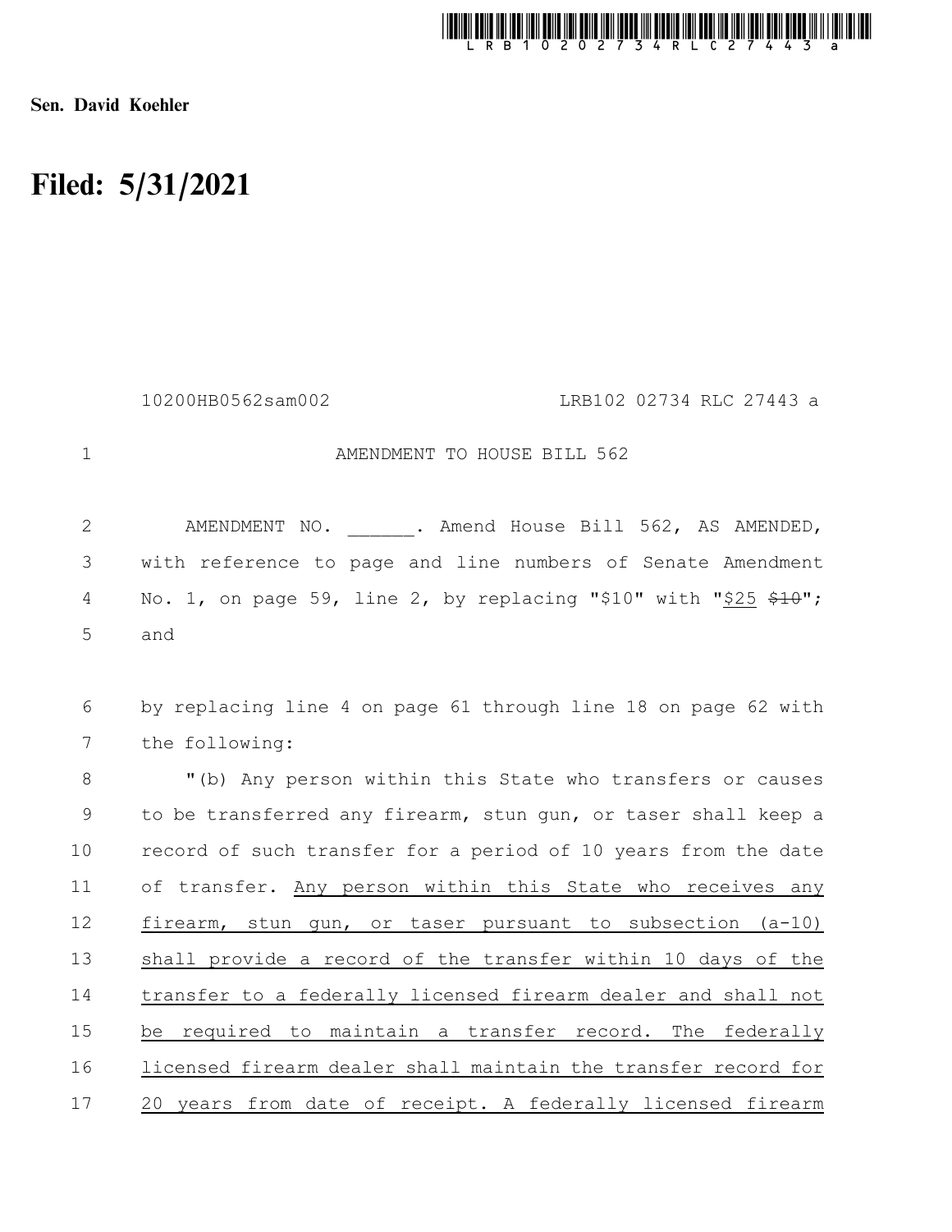Sen. David Koehler

# Filed: 5/31/2021

10200HB0562sam002 LRB102 02734 RLC 27443 a

AMENDMENT TO HOUSE BILL 562

AMENDMENT NO. ______. Amend House Bill 562, AS AMENDED, with reference to page and line numbers of Senate Amendment No. 1, on page 59, line 2, by replacing "$10" with "<u>$25</u> ~~$10~~"; and

by replacing line 4 on page 61 through line 18 on page 62 with the following:

"(b) Any person within this State who transfers or causes to be transferred any firearm, stun gun, or taser shall keep a record of such transfer for a period of 10 years from the date of transfer. <u>Any person within this State who receives any firearm, stun gun, or taser pursuant to subsection (a-10) shall provide a record of the transfer within 10 days of the transfer to a federally licensed firearm dealer and shall not be required to maintain a transfer record. The federally licensed firearm dealer shall maintain the transfer record for 20 years from date of receipt. A federally licensed firearm</u>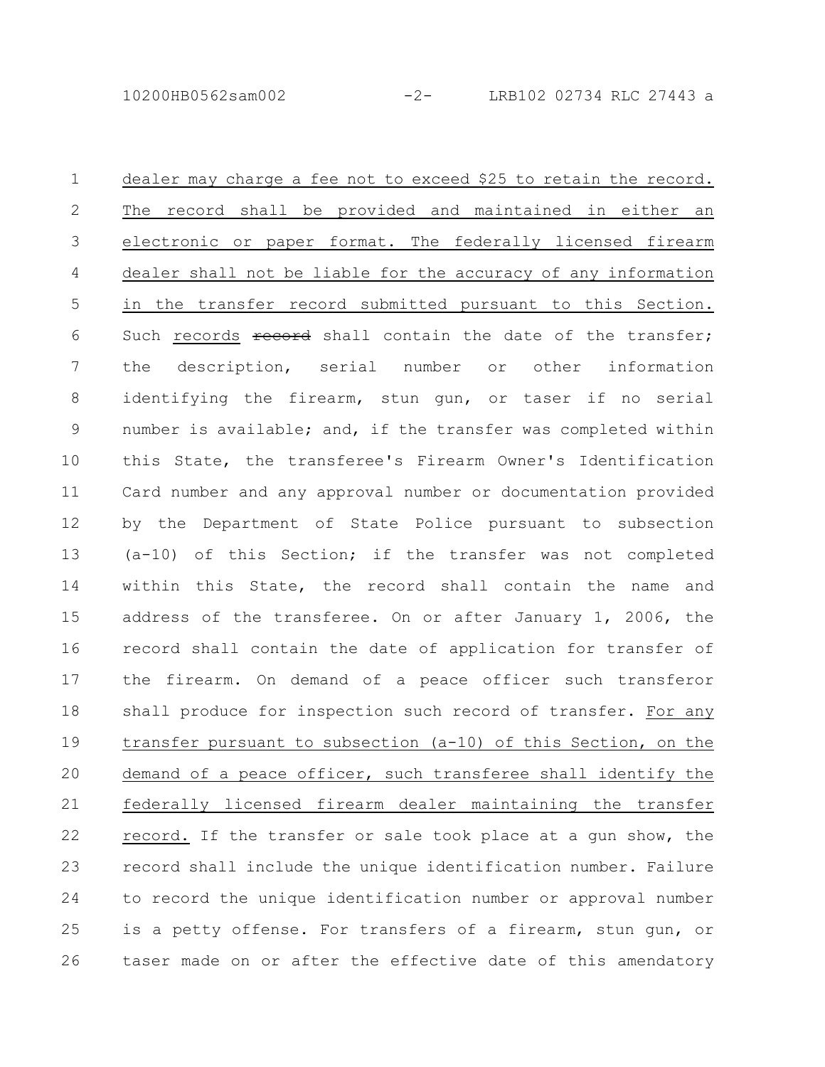dealer may charge a fee not to exceed $25 to retain the record. The record shall be provided and maintained in either an electronic or paper format. The federally licensed firearm dealer shall not be liable for the accuracy of any information in the transfer record submitted pursuant to this Section. Such records ~~record~~ shall contain the date of the transfer; the description, serial number or other information identifying the firearm, stun gun, or taser if no serial number is available; and, if the transfer was completed within this State, the transferee's Firearm Owner's Identification Card number and any approval number or documentation provided by the Department of State Police pursuant to subsection (a-10) of this Section; if the transfer was not completed within this State, the record shall contain the name and address of the transferee. On or after January 1, 2006, the record shall contain the date of application for transfer of the firearm. On demand of a peace officer such transferor shall produce for inspection such record of transfer. For any transfer pursuant to subsection (a-10) of this Section, on the demand of a peace officer, such transferee shall identify the federally licensed firearm dealer maintaining the transfer record. If the transfer or sale took place at a gun show, the record shall include the unique identification number. Failure to record the unique identification number or approval number is a petty offense. For transfers of a firearm, stun gun, or taser made on or after the effective date of this amendatory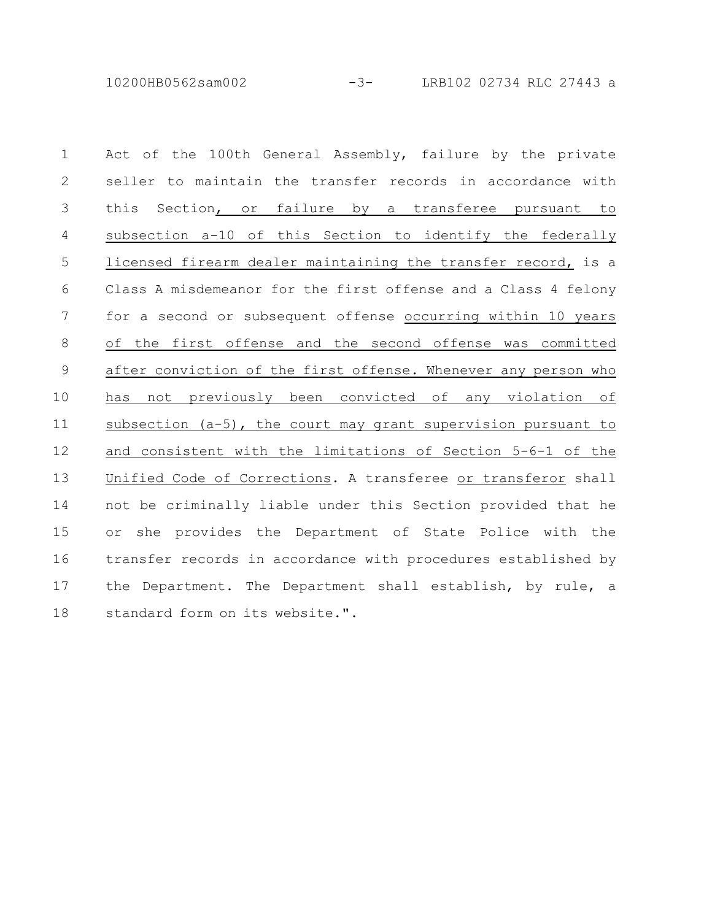Act of the 100th General Assembly, failure by the private seller to maintain the transfer records in accordance with this Section<u>, or failure by a transferee pursuant to subsection a-10 of this Section to identify the federally licensed firearm dealer maintaining the transfer record,</u> is a Class A misdemeanor for the first offense and a Class 4 felony for a second or subsequent offense <u>occurring within 10 years of the first offense and the second offense was committed after conviction of the first offense. Whenever any person who has not previously been convicted of any violation of subsection (a-5), the court may grant supervision pursuant to and consistent with the limitations of Section 5-6-1 of the Unified Code of Corrections</u>. A transferee <u>or transferor</u> shall not be criminally liable under this Section provided that he or she provides the Department of State Police with the transfer records in accordance with procedures established by the Department. The Department shall establish, by rule, a standard form on its website.".